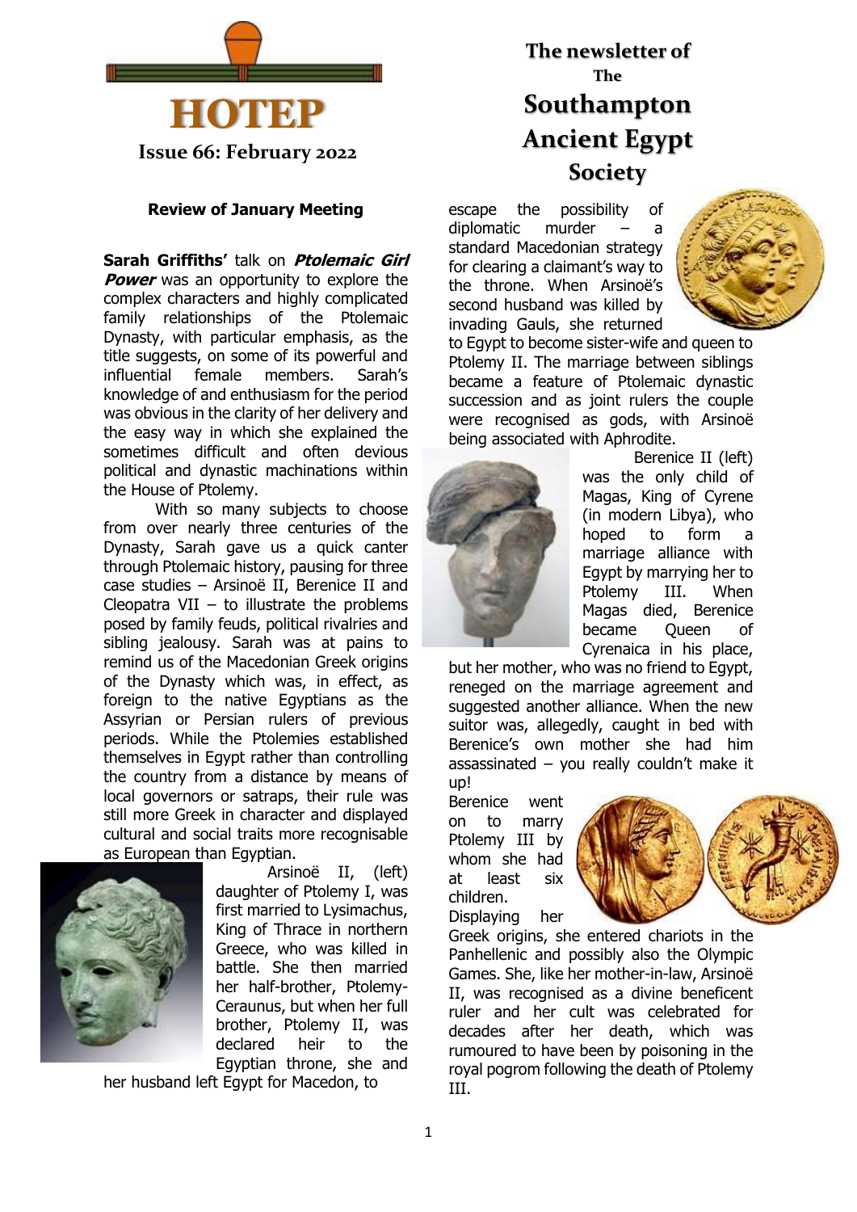# HOTEP

**Issue 66: February 2022**

**The newsletter of The Southampton Ancient Egypt Society**

## Review of January Meeting

**Sarah Griffiths'** talk on ***Ptolemaic Girl Power*** was an opportunity to explore the complex characters and highly complicated family relationships of the Ptolemaic Dynasty, with particular emphasis, as the title suggests, on some of its powerful and influential female members. Sarah's knowledge of and enthusiasm for the period was obvious in the clarity of her delivery and the easy way in which she explained the sometimes difficult and often devious political and dynastic machinations within the House of Ptolemy.

With so many subjects to choose from over nearly three centuries of the Dynasty, Sarah gave us a quick canter through Ptolemaic history, pausing for three case studies – Arsinoë II, Berenice II and Cleopatra VII – to illustrate the problems posed by family feuds, political rivalries and sibling jealousy. Sarah was at pains to remind us of the Macedonian Greek origins of the Dynasty which was, in effect, as foreign to the native Egyptians as the Assyrian or Persian rulers of previous periods. While the Ptolemies established themselves in Egypt rather than controlling the country from a distance by means of local governors or satraps, their rule was still more Greek in character and displayed cultural and social traits more recognisable as European than Egyptian.

Arsinoë II, (left) daughter of Ptolemy I, was first married to Lysimachus, King of Thrace in northern Greece, who was killed in battle. She then married her half-brother, Ptolemy-Ceraunus, but when her full brother, Ptolemy II, was declared heir to the Egyptian throne, she and her husband left Egypt for Macedon, to escape the possibility of diplomatic murder – a standard Macedonian strategy for clearing a claimant's way to the throne. When Arsinoë's second husband was killed by invading Gauls, she returned to Egypt to become sister-wife and queen to Ptolemy II. The marriage between siblings became a feature of Ptolemaic dynastic succession and as joint rulers the couple were recognised as gods, with Arsinoë being associated with Aphrodite.

Berenice II (left) was the only child of Magas, King of Cyrene (in modern Libya), who hoped to form a marriage alliance with Egypt by marrying her to Ptolemy III. When Magas died, Berenice became Queen of Cyrenaica in his place, but her mother, who was no friend to Egypt, reneged on the marriage agreement and suggested another alliance. When the new suitor was, allegedly, caught in bed with Berenice's own mother she had him assassinated – you really couldn't make it up!

Berenice went on to marry Ptolemy III by whom she had at least six children. Displaying her Greek origins, she entered chariots in the Panhellenic and possibly also the Olympic Games. She, like her mother-in-law, Arsinoë II, was recognised as a divine beneficent ruler and her cult was celebrated for decades after her death, which was rumoured to have been by poisoning in the royal pogrom following the death of Ptolemy III.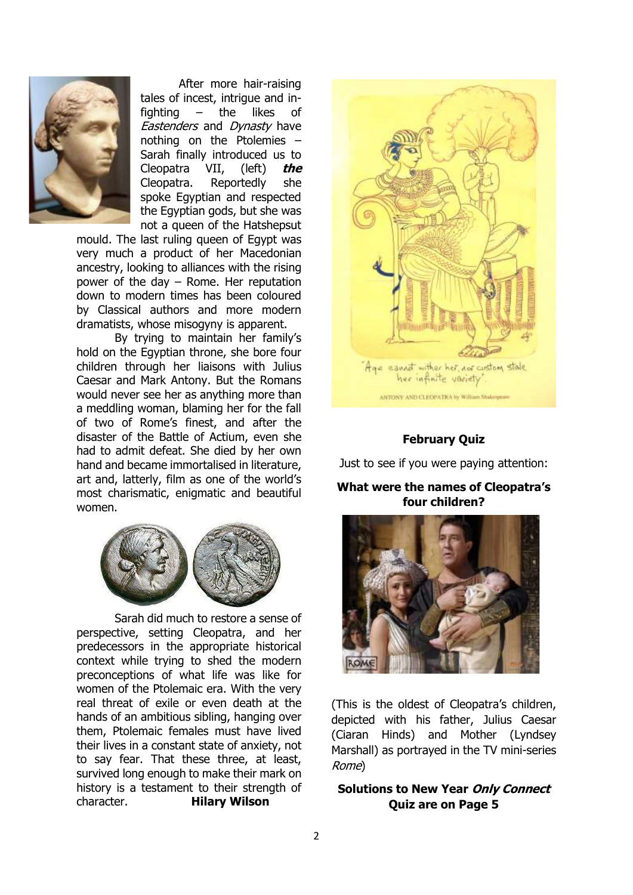After more hair-raising tales of incest, intrigue and in-fighting – the likes of *Eastenders* and *Dynasty* have nothing on the Ptolemies – Sarah finally introduced us to Cleopatra VII, (left) ***the*** Cleopatra. Reportedly she spoke Egyptian and respected the Egyptian gods, but she was not a queen of the Hatshepsut mould. The last ruling queen of Egypt was very much a product of her Macedonian ancestry, looking to alliances with the rising power of the day – Rome. Her reputation down to modern times has been coloured by Classical authors and more modern dramatists, whose misogyny is apparent.

By trying to maintain her family's hold on the Egyptian throne, she bore four children through her liaisons with Julius Caesar and Mark Antony. But the Romans would never see her as anything more than a meddling woman, blaming her for the fall of two of Rome's finest, and after the disaster of the Battle of Actium, even she had to admit defeat. She died by her own hand and became immortalised in literature, art and, latterly, film as one of the world's most charismatic, enigmatic and beautiful women.

Sarah did much to restore a sense of perspective, setting Cleopatra, and her predecessors in the appropriate historical context while trying to shed the modern preconceptions of what life was like for women of the Ptolemaic era. With the very real threat of exile or even death at the hands of an ambitious sibling, hanging over them, Ptolemaic females must have lived their lives in a constant state of anxiety, not to say fear. That these three, at least, survived long enough to make their mark on history is a testament to their strength of character. **Hilary Wilson**

"Age cannot wither her, nor custom stale her infinite variety".

ANTONY AND CLEOPATRA by William Shakespeare

**February Quiz**

Just to see if you were paying attention:

**What were the names of Cleopatra's four children?**

(This is the oldest of Cleopatra's children, depicted with his father, Julius Caesar (Ciaran Hinds) and Mother (Lyndsey Marshall) as portrayed in the TV mini-series *Rome*)

**Solutions to New Year *Only Connect* Quiz are on Page 5**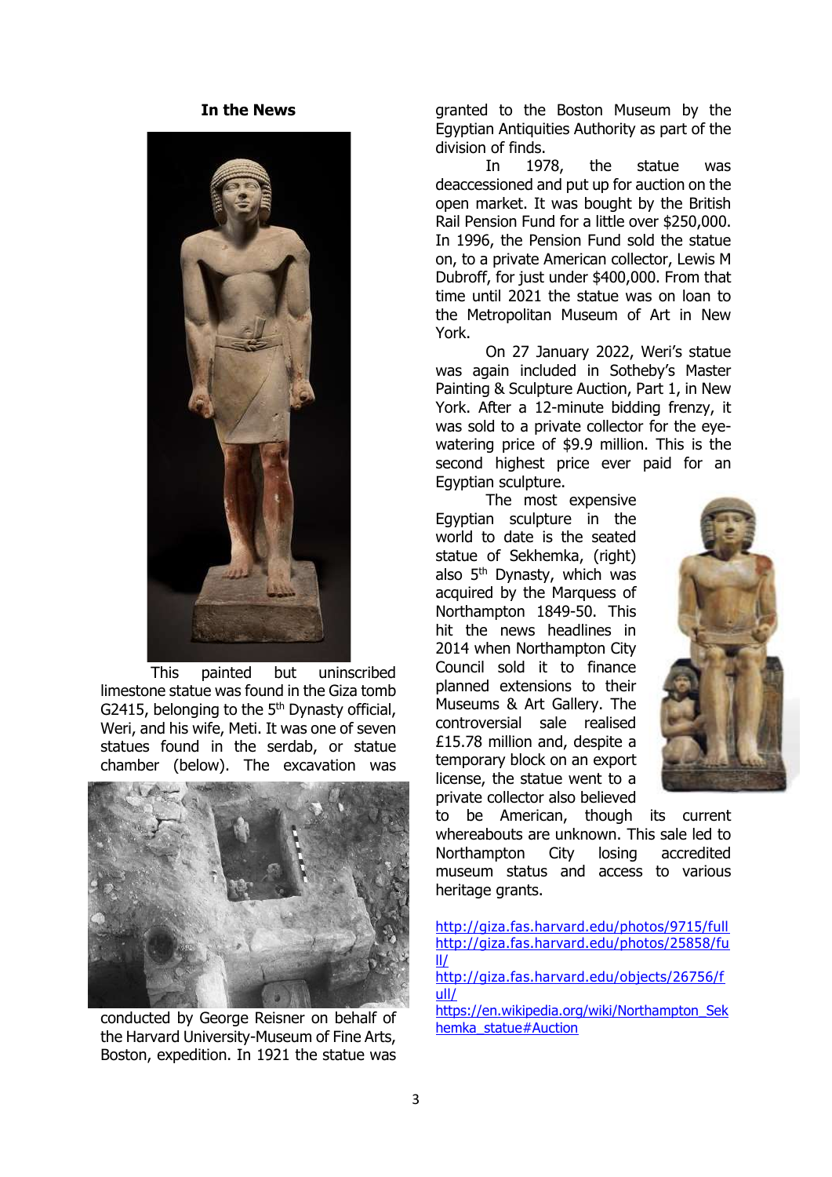## In the News

This painted but uninscribed limestone statue was found in the Giza tomb G2415, belonging to the 5th Dynasty official, Weri, and his wife, Meti. It was one of seven statues found in the serdab, or statue chamber (below). The excavation was conducted by George Reisner on behalf of the Harvard University-Museum of Fine Arts, Boston, expedition. In 1921 the statue was granted to the Boston Museum by the Egyptian Antiquities Authority as part of the division of finds.

In 1978, the statue was deaccessioned and put up for auction on the open market. It was bought by the British Rail Pension Fund for a little over $250,000. In 1996, the Pension Fund sold the statue on, to a private American collector, Lewis M Dubroff, for just under $400,000. From that time until 2021 the statue was on loan to the Metropolitan Museum of Art in New York.

On 27 January 2022, Weri's statue was again included in Sotheby's Master Painting & Sculpture Auction, Part 1, in New York. After a 12-minute bidding frenzy, it was sold to a private collector for the eye-watering price of $9.9 million. This is the second highest price ever paid for an Egyptian sculpture.

The most expensive Egyptian sculpture in the world to date is the seated statue of Sekhemka, (right) also 5th Dynasty, which was acquired by the Marquess of Northampton 1849-50. This hit the news headlines in 2014 when Northampton City Council sold it to finance planned extensions to their Museums & Art Gallery. The controversial sale realised £15.78 million and, despite a temporary block on an export license, the statue went to a private collector also believed to be American, though its current whereabouts are unknown. This sale led to Northampton City losing accredited museum status and access to various heritage grants.

http://giza.fas.harvard.edu/photos/9715/full
http://giza.fas.harvard.edu/photos/25858/full/
http://giza.fas.harvard.edu/objects/26756/full/
https://en.wikipedia.org/wiki/Northampton_Sekhemka_statue#Auction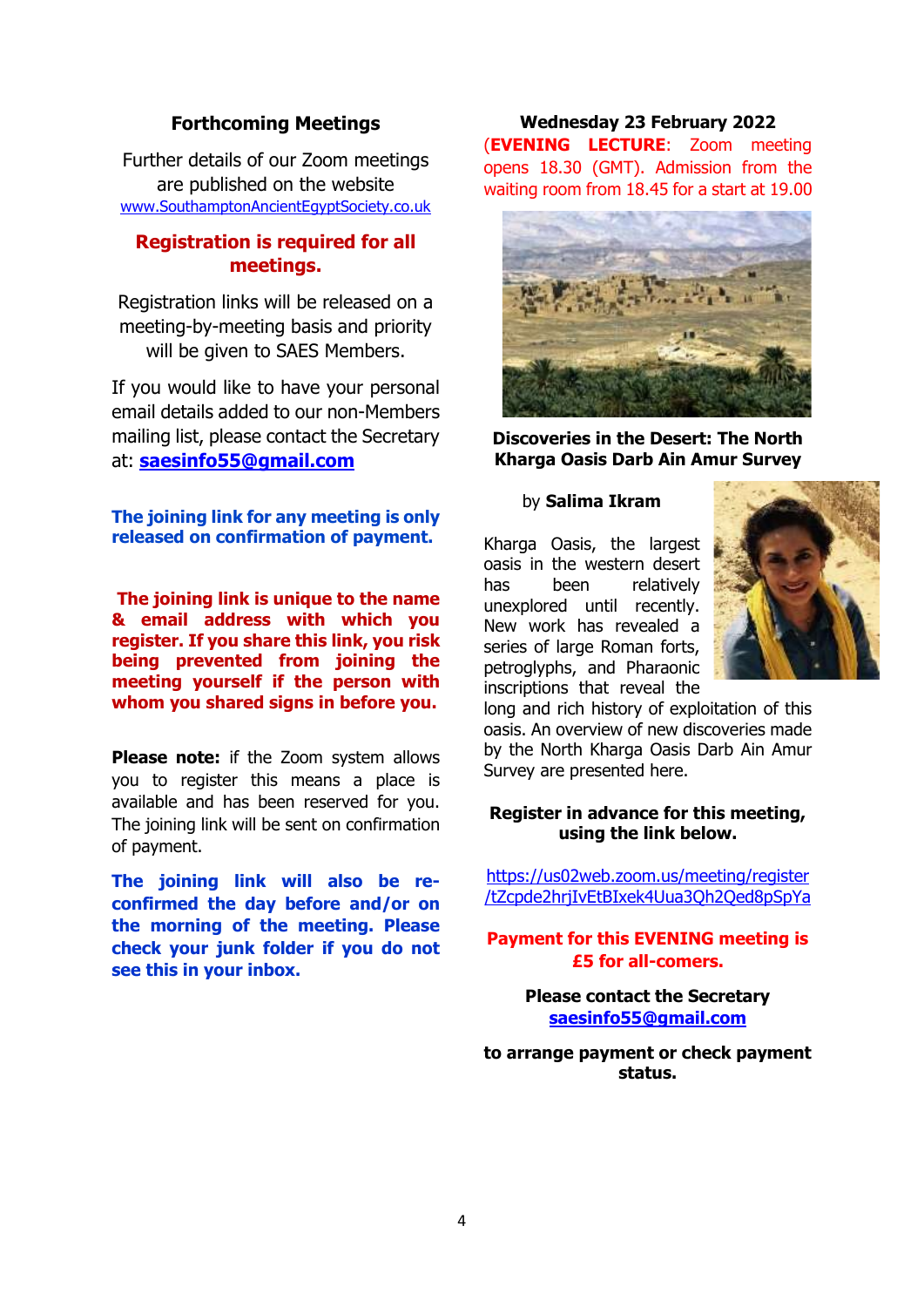## Forthcoming Meetings

Further details of our Zoom meetings are published on the website www.SouthamptonAncientEgyptSociety.co.uk

**Registration is required for all meetings.**

Registration links will be released on a meeting-by-meeting basis and priority will be given to SAES Members.

If you would like to have your personal email details added to our non-Members mailing list, please contact the Secretary at: **saesinfo55@gmail.com**

**The joining link for any meeting is only released on confirmation of payment.**

**The joining link is unique to the name & email address with which you register. If you share this link, you risk being prevented from joining the meeting yourself if the person with whom you shared signs in before you.**

**Please note:** if the Zoom system allows you to register this means a place is available and has been reserved for you. The joining link will be sent on confirmation of payment.

**The joining link will also be re-confirmed the day before and/or on the morning of the meeting. Please check your junk folder if you do not see this in your inbox.**

### Wednesday 23 February 2022

(**EVENING LECTURE**: Zoom meeting opens 18.30 (GMT). Admission from the waiting room from 18.45 for a start at 19.00

**Discoveries in the Desert: The North Kharga Oasis Darb Ain Amur Survey**

by **Salima Ikram**

Kharga Oasis, the largest oasis in the western desert has been relatively unexplored until recently. New work has revealed a series of large Roman forts, petroglyphs, and Pharaonic inscriptions that reveal the long and rich history of exploitation of this oasis. An overview of new discoveries made by the North Kharga Oasis Darb Ain Amur Survey are presented here.

**Register in advance for this meeting, using the link below.**

https://us02web.zoom.us/meeting/register/tZcpde2hrjIvEtBIxek4Uua3Qh2Qed8pSpYa

**Payment for this EVENING meeting is £5 for all-comers.**

**Please contact the Secretary saesinfo55@gmail.com**

**to arrange payment or check payment status.**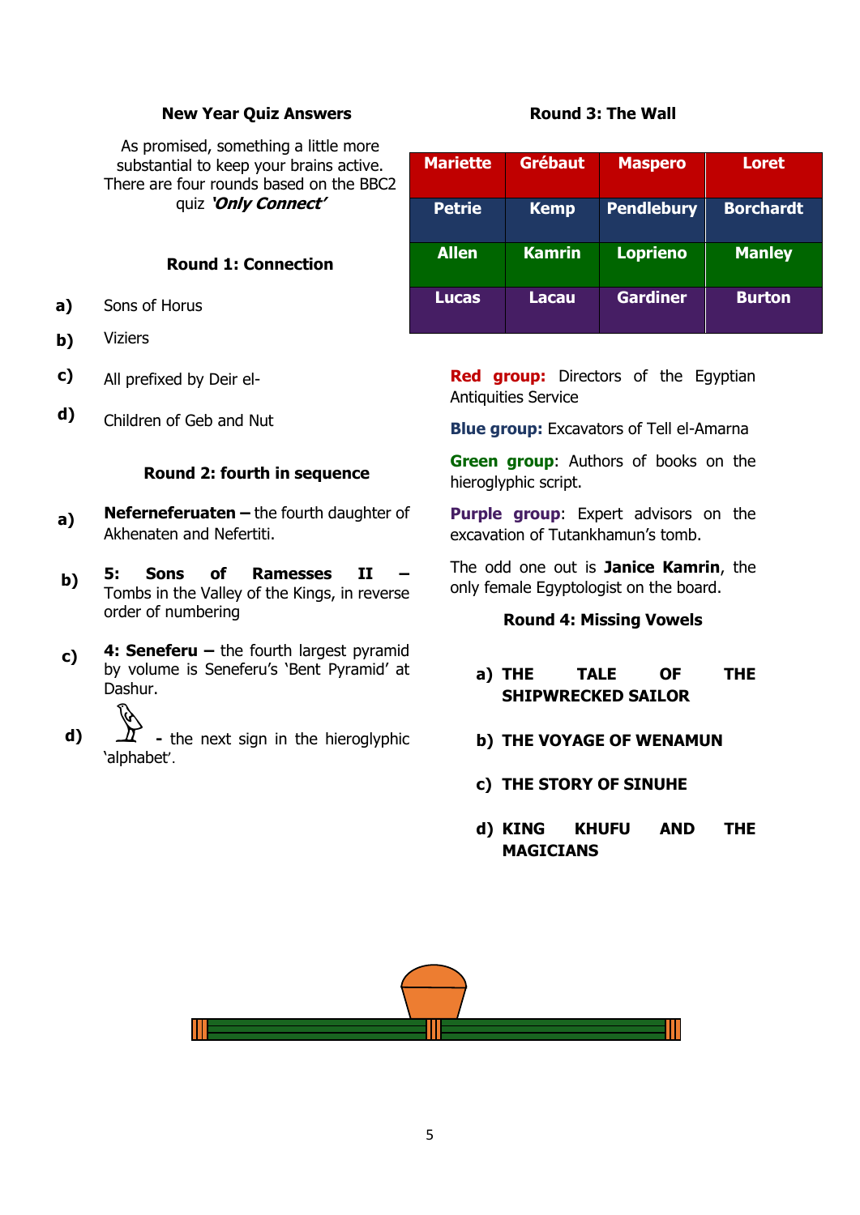## New Year Quiz Answers

As promised, something a little more substantial to keep your brains active. There are four rounds based on the BBC2 quiz ***'Only Connect'***

### Round 1: Connection

**a)** Sons of Horus

**b)** Viziers

**c)** All prefixed by Deir el-

**d)** Children of Geb and Nut

### Round 2: fourth in sequence

**a)** **Neferneferuaten –** the fourth daughter of Akhenaten and Nefertiti.

**b)** **5: Sons of Ramesses II –** Tombs in the Valley of the Kings, in reverse order of numbering

**c)** **4: Seneferu –** the fourth largest pyramid by volume is Seneferu's 'Bent Pyramid' at Dashur.

**d)** - the next sign in the hieroglyphic 'alphabet'.

### Round 3: The Wall

| | | | |
|---|---|---|---|
| Mariette | Grébaut | Maspero | Loret |
| Petrie | Kemp | Pendlebury | Borchardt |
| Allen | Kamrin | Loprieno | Manley |
| Lucas | Lacau | Gardiner | Burton |

**Red group:** Directors of the Egyptian Antiquities Service

**Blue group:** Excavators of Tell el-Amarna

**Green group**: Authors of books on the hieroglyphic script.

**Purple group**: Expert advisors on the excavation of Tutankhamun's tomb.

The odd one out is **Janice Kamrin**, the only female Egyptologist on the board.

### Round 4: Missing Vowels

**a) THE TALE OF THE SHIPWRECKED SAILOR**

**b) THE VOYAGE OF WENAMUN**

**c) THE STORY OF SINUHE**

**d) KING KHUFU AND THE MAGICIANS**